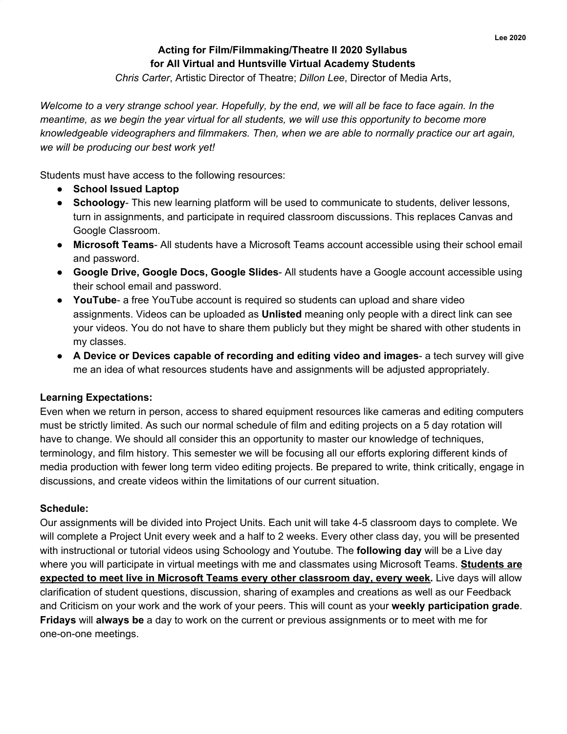## Acting for Film/Filmmaking/Theatre II 2020 Syllabus
## for All Virtual and Huntsville Virtual Academy Students

*Chris Carter*, Artistic Director of Theatre; *Dillon Lee*, Director of Media Arts,

*Welcome to a very strange school year. Hopefully, by the end, we will all be face to face again. In the meantime, as we begin the year virtual for all students, we will use this opportunity to become more knowledgeable videographers and filmmakers. Then, when we are able to normally practice our art again, we will be producing our best work yet!*

Students must have access to the following resources:

- **School Issued Laptop**
- **Schoology**- This new learning platform will be used to communicate to students, deliver lessons, turn in assignments, and participate in required classroom discussions. This replaces Canvas and Google Classroom.
- **Microsoft Teams**- All students have a Microsoft Teams account accessible using their school email and password.
- **Google Drive, Google Docs, Google Slides**- All students have a Google account accessible using their school email and password.
- **YouTube**- a free YouTube account is required so students can upload and share video assignments. Videos can be uploaded as **Unlisted** meaning only people with a direct link can see your videos. You do not have to share them publicly but they might be shared with other students in my classes.
- **A Device or Devices capable of recording and editing video and images**- a tech survey will give me an idea of what resources students have and assignments will be adjusted appropriately.

**Learning Expectations:**

Even when we return in person, access to shared equipment resources like cameras and editing computers must be strictly limited. As such our normal schedule of film and editing projects on a 5 day rotation will have to change. We should all consider this an opportunity to master our knowledge of techniques, terminology, and film history. This semester we will be focusing all our efforts exploring different kinds of media production with fewer long term video editing projects. Be prepared to write, think critically, engage in discussions, and create videos within the limitations of our current situation.

**Schedule:**

Our assignments will be divided into Project Units. Each unit will take 4-5 classroom days to complete. We will complete a Project Unit every week and a half to 2 weeks. Every other class day, you will be presented with instructional or tutorial videos using Schoology and Youtube. The **following day** will be a Live day where you will participate in virtual meetings with me and classmates using Microsoft Teams. **Students are expected to meet live in Microsoft Teams every other classroom day, every week.** Live days will allow clarification of student questions, discussion, sharing of examples and creations as well as our Feedback and Criticism on your work and the work of your peers. This will count as your **weekly participation grade**. **Fridays** will **always be** a day to work on the current or previous assignments or to meet with me for one-on-one meetings.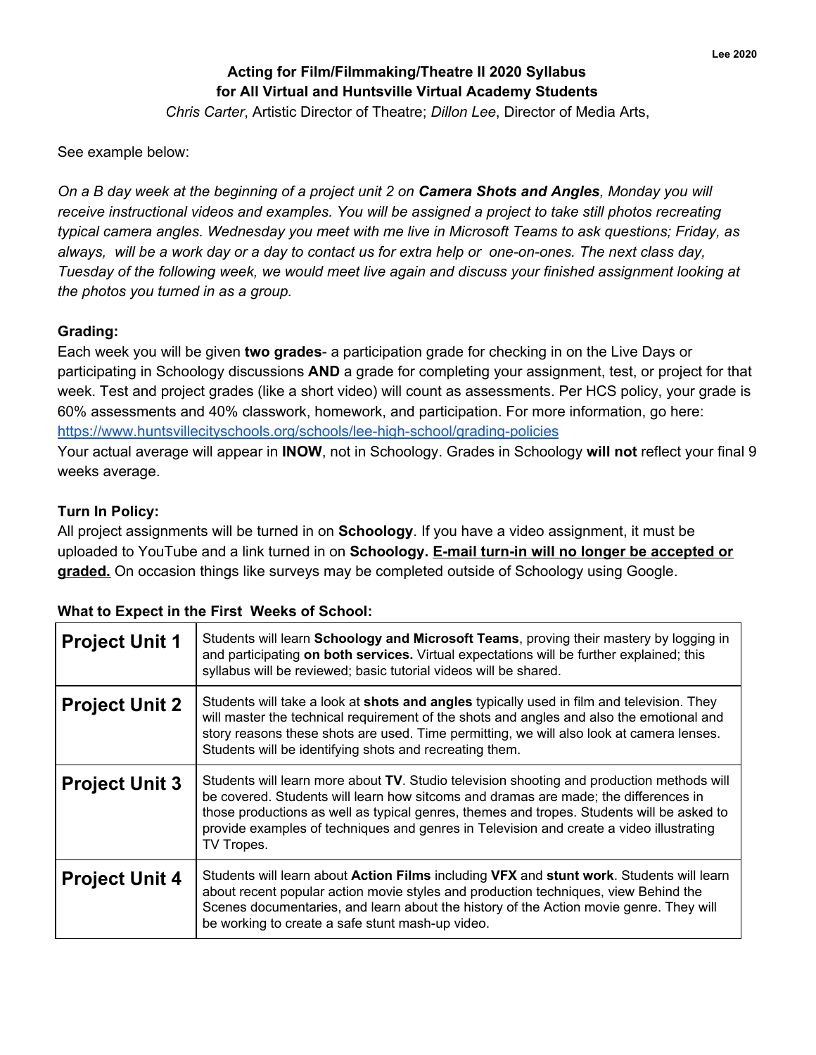**Acting for Film/Filmmaking/Theatre II 2020 Syllabus**
**for All Virtual and Huntsville Virtual Academy Students**

*Chris Carter*, Artistic Director of Theatre; *Dillon Lee*, Director of Media Arts,

See example below:

*On a B day week at the beginning of a project unit 2 on **Camera Shots and Angles**, Monday you will receive instructional videos and examples. You will be assigned a project to take still photos recreating typical camera angles. Wednesday you meet with me live in Microsoft Teams to ask questions; Friday, as always, will be a work day or a day to contact us for extra help or one-on-ones. The next class day, Tuesday of the following week, we would meet live again and discuss your finished assignment looking at the photos you turned in as a group.*

**Grading:**

Each week you will be given **two grades**- a participation grade for checking in on the Live Days or participating in Schoology discussions **AND** a grade for completing your assignment, test, or project for that week. Test and project grades (like a short video) will count as assessments. Per HCS policy, your grade is 60% assessments and 40% classwork, homework, and participation. For more information, go here: https://www.huntsvillecityschools.org/schools/lee-high-school/grading-policies

Your actual average will appear in **INOW**, not in Schoology. Grades in Schoology **will not** reflect your final 9 weeks average.

**Turn In Policy:**

All project assignments will be turned in on **Schoology**. If you have a video assignment, it must be uploaded to YouTube and a link turned in on **Schoology. E-mail turn-in will no longer be accepted or graded.** On occasion things like surveys may be completed outside of Schoology using Google.

**What to Expect in the First Weeks of School:**

| | |
|---|---|
| **Project Unit 1** | Students will learn **Schoology and Microsoft Teams**, proving their mastery by logging in and participating **on both services.** Virtual expectations will be further explained; this syllabus will be reviewed; basic tutorial videos will be shared. |
| **Project Unit 2** | Students will take a look at **shots and angles** typically used in film and television. They will master the technical requirement of the shots and angles and also the emotional and story reasons these shots are used. Time permitting, we will also look at camera lenses. Students will be identifying shots and recreating them. |
| **Project Unit 3** | Students will learn more about **TV**. Studio television shooting and production methods will be covered. Students will learn how sitcoms and dramas are made; the differences in those productions as well as typical genres, themes and tropes. Students will be asked to provide examples of techniques and genres in Television and create a video illustrating TV Tropes. |
| **Project Unit 4** | Students will learn about **Action Films** including **VFX** and **stunt work**. Students will learn about recent popular action movie styles and production techniques, view Behind the Scenes documentaries, and learn about the history of the Action movie genre. They will be working to create a safe stunt mash-up video. |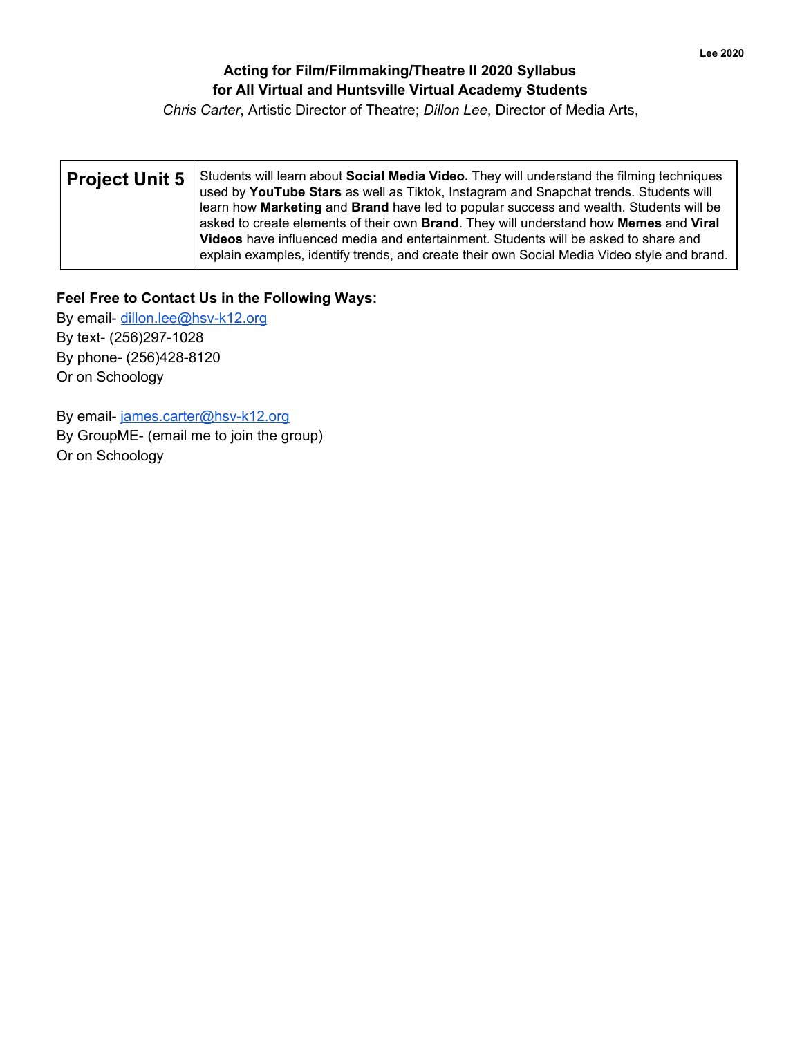**Acting for Film/Filmmaking/Theatre II 2020 Syllabus**
**for All Virtual and Huntsville Virtual Academy Students**

*Chris Carter*, Artistic Director of Theatre; *Dillon Lee*, Director of Media Arts,

| | |
|---|---|
| **Project Unit 5** | Students will learn about **Social Media Video.** They will understand the filming techniques used by **YouTube Stars** as well as Tiktok, Instagram and Snapchat trends. Students will learn how **Marketing** and **Brand** have led to popular success and wealth. Students will be asked to create elements of their own **Brand**. They will understand how **Memes** and **Viral Videos** have influenced media and entertainment. Students will be asked to share and explain examples, identify trends, and create their own Social Media Video style and brand. |

**Feel Free to Contact Us in the Following Ways:**

By email- dillon.lee@hsv-k12.org
By text- (256)297-1028
By phone- (256)428-8120
Or on Schoology

By email- james.carter@hsv-k12.org
By GroupME- (email me to join the group)
Or on Schoology